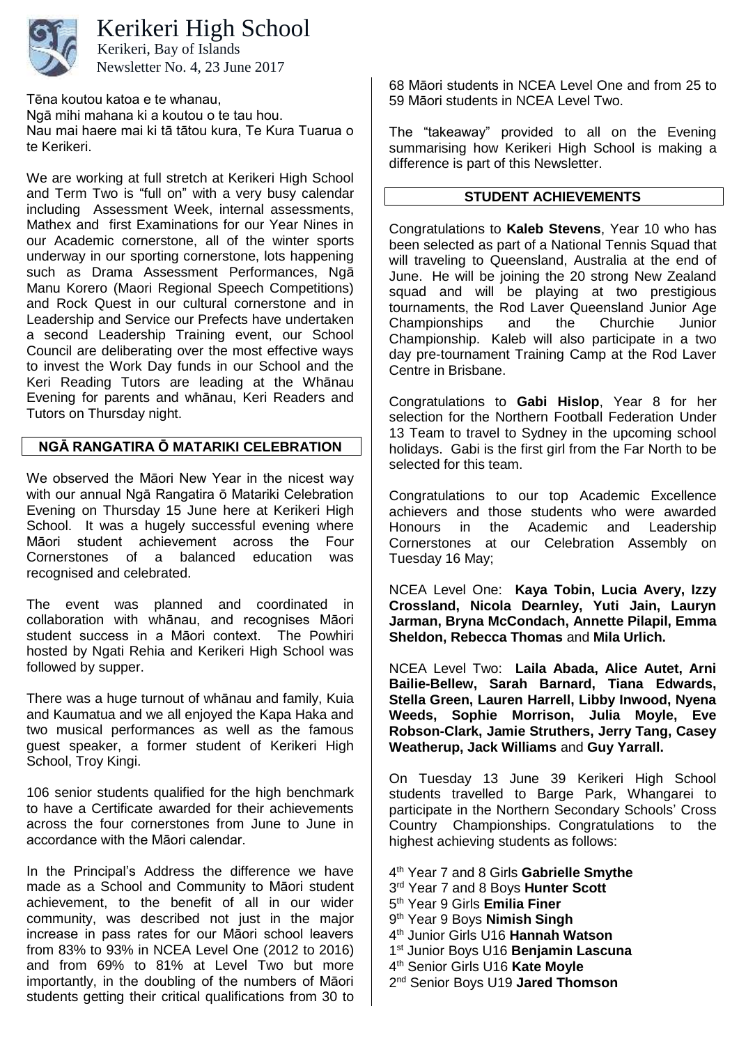# Kerikeri High School

Kerikeri, Bay of Islands

Newsletter No. 4, 23 June 2017

Tēna koutou katoa e te whanau,
Ngā mihi mahana ki a koutou o te tau hou.
Nau mai haere mai ki tā tātou kura, Te Kura Tuarua o te Kerikeri.

We are working at full stretch at Kerikeri High School and Term Two is "full on" with a very busy calendar including Assessment Week, internal assessments, Mathex and first Examinations for our Year Nines in our Academic cornerstone, all of the winter sports underway in our sporting cornerstone, lots happening such as Drama Assessment Performances, Ngā Manu Korero (Maori Regional Speech Competitions) and Rock Quest in our cultural cornerstone and in Leadership and Service our Prefects have undertaken a second Leadership Training event, our School Council are deliberating over the most effective ways to invest the Work Day funds in our School and the Keri Reading Tutors are leading at the Whānau Evening for parents and whānau, Keri Readers and Tutors on Thursday night.

## NGĀ RANGATIRA Ō MATARIKI CELEBRATION

We observed the Māori New Year in the nicest way with our annual Ngā Rangatira ō Matariki Celebration Evening on Thursday 15 June here at Kerikeri High School. It was a hugely successful evening where Māori student achievement across the Four Cornerstones of a balanced education was recognised and celebrated.

The event was planned and coordinated in collaboration with whānau, and recognises Māori student success in a Māori context. The Powhiri hosted by Ngati Rehia and Kerikeri High School was followed by supper.

There was a huge turnout of whānau and family, Kuia and Kaumatua and we all enjoyed the Kapa Haka and two musical performances as well as the famous guest speaker, a former student of Kerikeri High School, Troy Kingi.

106 senior students qualified for the high benchmark to have a Certificate awarded for their achievements across the four cornerstones from June to June in accordance with the Māori calendar.

In the Principal's Address the difference we have made as a School and Community to Māori student achievement, to the benefit of all in our wider community, was described not just in the major increase in pass rates for our Māori school leavers from 83% to 93% in NCEA Level One (2012 to 2016) and from 69% to 81% at Level Two but more importantly, in the doubling of the numbers of Māori students getting their critical qualifications from 30 to 68 Māori students in NCEA Level One and from 25 to 59 Māori students in NCEA Level Two.

The "takeaway" provided to all on the Evening summarising how Kerikeri High School is making a difference is part of this Newsletter.

## STUDENT ACHIEVEMENTS

Congratulations to **Kaleb Stevens**, Year 10 who has been selected as part of a National Tennis Squad that will traveling to Queensland, Australia at the end of June. He will be joining the 20 strong New Zealand squad and will be playing at two prestigious tournaments, the Rod Laver Queensland Junior Age Championships and the Churchie Junior Championship. Kaleb will also participate in a two day pre-tournament Training Camp at the Rod Laver Centre in Brisbane.

Congratulations to **Gabi Hislop**, Year 8 for her selection for the Northern Football Federation Under 13 Team to travel to Sydney in the upcoming school holidays. Gabi is the first girl from the Far North to be selected for this team.

Congratulations to our top Academic Excellence achievers and those students who were awarded Honours in the Academic and Leadership Cornerstones at our Celebration Assembly on Tuesday 16 May;

NCEA Level One: **Kaya Tobin, Lucia Avery, Izzy Crossland, Nicola Dearnley, Yuti Jain, Lauryn Jarman, Bryna McCondach, Annette Pilapil, Emma Sheldon, Rebecca Thomas** and **Mila Urlich.**

NCEA Level Two: **Laila Abada, Alice Autet, Arni Bailie-Bellew, Sarah Barnard, Tiana Edwards, Stella Green, Lauren Harrell, Libby Inwood, Nyena Weeds, Sophie Morrison, Julia Moyle, Eve Robson-Clark, Jamie Struthers, Jerry Tang, Casey Weatherup, Jack Williams** and **Guy Yarrall.**

On Tuesday 13 June 39 Kerikeri High School students travelled to Barge Park, Whangarei to participate in the Northern Secondary Schools' Cross Country Championships. Congratulations to the highest achieving students as follows:

4th Year 7 and 8 Girls **Gabrielle Smythe**
3rd Year 7 and 8 Boys **Hunter Scott**
5th Year 9 Girls **Emilia Finer**
9th Year 9 Boys **Nimish Singh**
4th Junior Girls U16 **Hannah Watson**
1st Junior Boys U16 **Benjamin Lascuna**
4th Senior Girls U16 **Kate Moyle**
2nd Senior Boys U19 **Jared Thomson**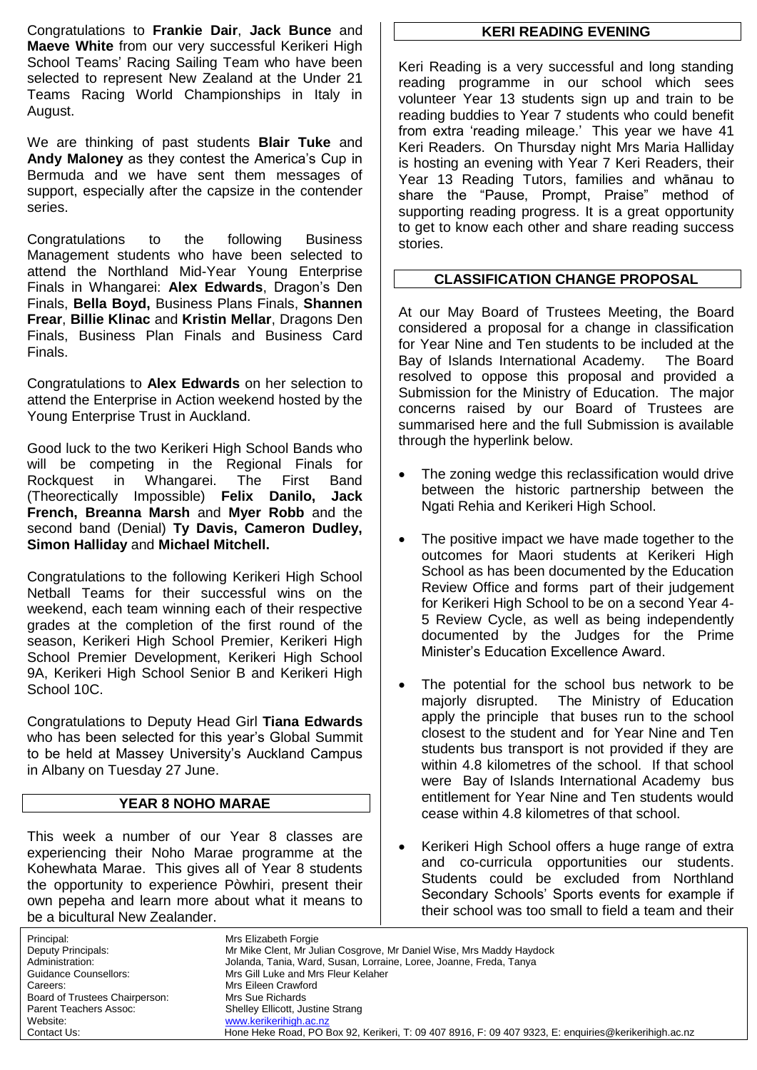Congratulations to **Frankie Dair**, **Jack Bunce** and **Maeve White** from our very successful Kerikeri High School Teams' Racing Sailing Team who have been selected to represent New Zealand at the Under 21 Teams Racing World Championships in Italy in August.

We are thinking of past students **Blair Tuke** and **Andy Maloney** as they contest the America's Cup in Bermuda and we have sent them messages of support, especially after the capsize in the contender series.

Congratulations to the following Business Management students who have been selected to attend the Northland Mid-Year Young Enterprise Finals in Whangarei: **Alex Edwards**, Dragon's Den Finals, **Bella Boyd,** Business Plans Finals, **Shannen Frear**, **Billie Klinac** and **Kristin Mellar**, Dragons Den Finals, Business Plan Finals and Business Card Finals.

Congratulations to **Alex Edwards** on her selection to attend the Enterprise in Action weekend hosted by the Young Enterprise Trust in Auckland.

Good luck to the two Kerikeri High School Bands who will be competing in the Regional Finals for Rockquest in Whangarei. The First Band (Theorectically Impossible) **Felix Danilo, Jack French, Breanna Marsh** and **Myer Robb** and the second band (Denial) **Ty Davis, Cameron Dudley, Simon Halliday** and **Michael Mitchell.**

Congratulations to the following Kerikeri High School Netball Teams for their successful wins on the weekend, each team winning each of their respective grades at the completion of the first round of the season, Kerikeri High School Premier, Kerikeri High School Premier Development, Kerikeri High School 9A, Kerikeri High School Senior B and Kerikeri High School 10C.

Congratulations to Deputy Head Girl **Tiana Edwards** who has been selected for this year's Global Summit to be held at Massey University's Auckland Campus in Albany on Tuesday 27 June.

## YEAR 8 NOHO MARAE

This week a number of our Year 8 classes are experiencing their Noho Marae programme at the Kohewhata Marae. This gives all of Year 8 students the opportunity to experience Pòwhiri, present their own pepeha and learn more about what it means to be a bicultural New Zealander.

## KERI READING EVENING

Keri Reading is a very successful and long standing reading programme in our school which sees volunteer Year 13 students sign up and train to be reading buddies to Year 7 students who could benefit from extra 'reading mileage.' This year we have 41 Keri Readers. On Thursday night Mrs Maria Halliday is hosting an evening with Year 7 Keri Readers, their Year 13 Reading Tutors, families and whānau to share the "Pause, Prompt, Praise" method of supporting reading progress. It is a great opportunity to get to know each other and share reading success stories.

## CLASSIFICATION CHANGE PROPOSAL

At our May Board of Trustees Meeting, the Board considered a proposal for a change in classification for Year Nine and Ten students to be included at the Bay of Islands International Academy. The Board resolved to oppose this proposal and provided a Submission for the Ministry of Education. The major concerns raised by our Board of Trustees are summarised here and the full Submission is available through the hyperlink below.

- The zoning wedge this reclassification would drive between the historic partnership between the Ngati Rehia and Kerikeri High School.
- The positive impact we have made together to the outcomes for Maori students at Kerikeri High School as has been documented by the Education Review Office and forms part of their judgement for Kerikeri High School to be on a second Year 4-5 Review Cycle, as well as being independently documented by the Judges for the Prime Minister's Education Excellence Award.
- The potential for the school bus network to be majorly disrupted. The Ministry of Education apply the principle that buses run to the school closest to the student and for Year Nine and Ten students bus transport is not provided if they are within 4.8 kilometres of the school. If that school were Bay of Islands International Academy bus entitlement for Year Nine and Ten students would cease within 4.8 kilometres of that school.
- Kerikeri High School offers a huge range of extra and co-curricula opportunities our students. Students could be excluded from Northland Secondary Schools' Sports events for example if their school was too small to field a team and their

| | |
|---|---|
| Principal: | Mrs Elizabeth Forgie |
| Deputy Principals: | Mr Mike Clent, Mr Julian Cosgrove, Mr Daniel Wise, Mrs Maddy Haydock |
| Administration: | Jolanda, Tania, Ward, Susan, Lorraine, Loree, Joanne, Freda, Tanya |
| Guidance Counsellors: | Mrs Gill Luke and Mrs Fleur Kelaher |
| Careers: | Mrs Eileen Crawford |
| Board of Trustees Chairperson: | Mrs Sue Richards |
| Parent Teachers Assoc: | Shelley Ellicott, Justine Strang |
| Website: | www.kerikerihigh.ac.nz |
| Contact Us: | Hone Heke Road, PO Box 92, Kerikeri, T: 09 407 8916, F: 09 407 9323, E: enquiries@kerikerihigh.ac.nz |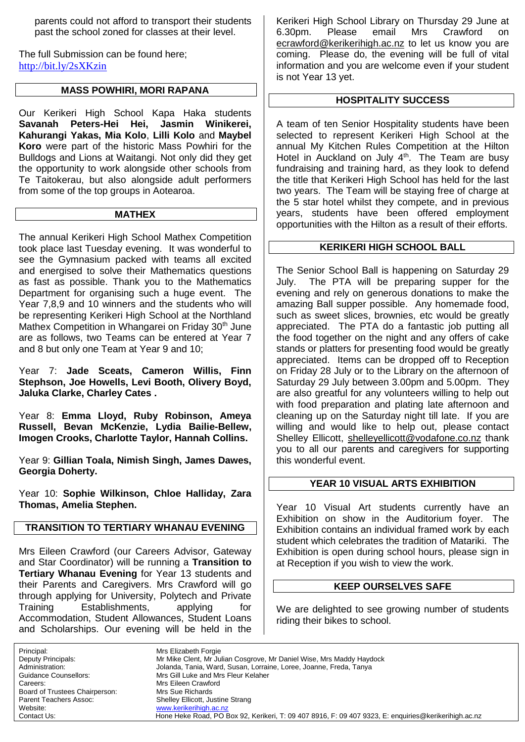parents could not afford to transport their students past the school zoned for classes at their level.

The full Submission can be found here; http://bit.ly/2sXKzin

## MASS POWHIRI, MORI RAPANA

Our Kerikeri High School Kapa Haka students **Savanah Peters-Hei Hei, Jasmin Winikerei, Kahurangi Yakas, Mia Kolo**, **Lilli Kolo** and **Maybel Koro** were part of the historic Mass Powhiri for the Bulldogs and Lions at Waitangi. Not only did they get the opportunity to work alongside other schools from Te Taitokerau, but also alongside adult performers from some of the top groups in Aotearoa.

## MATHEX

The annual Kerikeri High School Mathex Competition took place last Tuesday evening. It was wonderful to see the Gymnasium packed with teams all excited and energised to solve their Mathematics questions as fast as possible. Thank you to the Mathematics Department for organising such a huge event. The Year 7,8,9 and 10 winners and the students who will be representing Kerikeri High School at the Northland Mathex Competition in Whangarei on Friday 30th June are as follows, two Teams can be entered at Year 7 and 8 but only one Team at Year 9 and 10;

Year 7: **Jade Sceats, Cameron Willis, Finn Stephson, Joe Howells, Levi Booth, Olivery Boyd, Jaluka Clarke, Charley Cates .**

Year 8: **Emma Lloyd, Ruby Robinson, Ameya Russell, Bevan McKenzie, Lydia Bailie-Bellew, Imogen Crooks, Charlotte Taylor, Hannah Collins.**

Year 9: **Gillian Toala, Nimish Singh, James Dawes, Georgia Doherty.**

Year 10: **Sophie Wilkinson, Chloe Halliday, Zara Thomas, Amelia Stephen.**

## TRANSITION TO TERTIARY WHANAU EVENING

Mrs Eileen Crawford (our Careers Advisor, Gateway and Star Coordinator) will be running a **Transition to Tertiary Whanau Evening** for Year 13 students and their Parents and Caregivers. Mrs Crawford will go through applying for University, Polytech and Private Training Establishments, applying for Accommodation, Student Allowances, Student Loans and Scholarships. Our evening will be held in the Kerikeri High School Library on Thursday 29 June at 6.30pm. Please email Mrs Crawford on ecrawford@kerikerihigh.ac.nz to let us know you are coming. Please do, the evening will be full of vital information and you are welcome even if your student is not Year 13 yet.

## HOSPITALITY SUCCESS

A team of ten Senior Hospitality students have been selected to represent Kerikeri High School at the annual My Kitchen Rules Competition at the Hilton Hotel in Auckland on July 4th. The Team are busy fundraising and training hard, as they look to defend the title that Kerikeri High School has held for the last two years. The Team will be staying free of charge at the 5 star hotel whilst they compete, and in previous years, students have been offered employment opportunities with the Hilton as a result of their efforts.

## KERIKERI HIGH SCHOOL BALL

The Senior School Ball is happening on Saturday 29 July. The PTA will be preparing supper for the evening and rely on generous donations to make the amazing Ball supper possible. Any homemade food, such as sweet slices, brownies, etc would be greatly appreciated. The PTA do a fantastic job putting all the food together on the night and any offers of cake stands or platters for presenting food would be greatly appreciated. Items can be dropped off to Reception on Friday 28 July or to the Library on the afternoon of Saturday 29 July between 3.00pm and 5.00pm. They are also greatful for any volunteers willing to help out with food preparation and plating late afternoon and cleaning up on the Saturday night till late. If you are willing and would like to help out, please contact Shelley Ellicott, shelleyellicott@vodafone.co.nz thank you to all our parents and caregivers for supporting this wonderful event.

## YEAR 10 VISUAL ARTS EXHIBITION

Year 10 Visual Art students currently have an Exhibition on show in the Auditorium foyer. The Exhibition contains an individual framed work by each student which celebrates the tradition of Matariki. The Exhibition is open during school hours, please sign in at Reception if you wish to view the work.

## KEEP OURSELVES SAFE

We are delighted to see growing number of students riding their bikes to school.

| | |
|---|---|
| Principal: | Mrs Elizabeth Forgie |
| Deputy Principals: | Mr Mike Clent, Mr Julian Cosgrove, Mr Daniel Wise, Mrs Maddy Haydock |
| Administration: | Jolanda, Tania, Ward, Susan, Lorraine, Loree, Joanne, Freda, Tanya |
| Guidance Counsellors: | Mrs Gill Luke and Mrs Fleur Kelaher |
| Careers: | Mrs Eileen Crawford |
| Board of Trustees Chairperson: | Mrs Sue Richards |
| Parent Teachers Assoc: | Shelley Ellicott, Justine Strang |
| Website: | www.kerikerihigh.ac.nz |
| Contact Us: | Hone Heke Road, PO Box 92, Kerikeri, T: 09 407 8916, F: 09 407 9323, E: enquiries@kerikerihigh.ac.nz |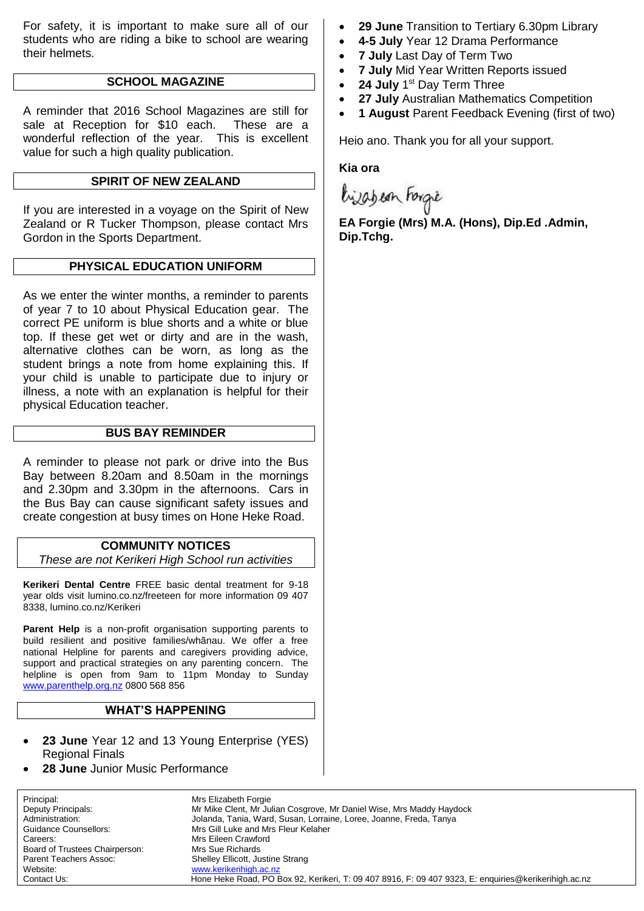For safety, it is important to make sure all of our students who are riding a bike to school are wearing their helmets.

## SCHOOL MAGAZINE

A reminder that 2016 School Magazines are still for sale at Reception for $10 each. These are a wonderful reflection of the year. This is excellent value for such a high quality publication.

## SPIRIT OF NEW ZEALAND

If you are interested in a voyage on the Spirit of New Zealand or R Tucker Thompson, please contact Mrs Gordon in the Sports Department.

## PHYSICAL EDUCATION UNIFORM

As we enter the winter months, a reminder to parents of year 7 to 10 about Physical Education gear. The correct PE uniform is blue shorts and a white or blue top. If these get wet or dirty and are in the wash, alternative clothes can be worn, as long as the student brings a note from home explaining this. If your child is unable to participate due to injury or illness, a note with an explanation is helpful for their physical Education teacher.

## BUS BAY REMINDER

A reminder to please not park or drive into the Bus Bay between 8.20am and 8.50am in the mornings and 2.30pm and 3.30pm in the afternoons. Cars in the Bus Bay can cause significant safety issues and create congestion at busy times on Hone Heke Road.

## COMMUNITY NOTICES

*These are not Kerikeri High School run activities*

**Kerikeri Dental Centre** FREE basic dental treatment for 9-18 year olds visit lumino.co.nz/freeteen for more information 09 407 8338, lumino.co.nz/Kerikeri

**Parent Help** is a non-profit organisation supporting parents to build resilient and positive families/whãnau. We offer a free national Helpline for parents and caregivers providing advice, support and practical strategies on any parenting concern. The helpline is open from 9am to 11pm Monday to Sunday www.parenthelp.org.nz 0800 568 856

## WHAT'S HAPPENING

- **23 June** Year 12 and 13 Young Enterprise (YES) Regional Finals
- **28 June** Junior Music Performance
- **29 June** Transition to Tertiary 6.30pm Library
- **4-5 July** Year 12 Drama Performance
- **7 July** Last Day of Term Two
- **7 July** Mid Year Written Reports issued
- **24 July** 1st Day Term Three
- **27 July** Australian Mathematics Competition
- **1 August** Parent Feedback Evening (first of two)

Heio ano. Thank you for all your support.

**Kia ora**

Elizabeth Forgie

**EA Forgie (Mrs) M.A. (Hons), Dip.Ed .Admin, Dip.Tchg.**

| | |
|---|---|
| Principal: | Mrs Elizabeth Forgie |
| Deputy Principals: | Mr Mike Clent, Mr Julian Cosgrove, Mr Daniel Wise, Mrs Maddy Haydock |
| Administration: | Jolanda, Tania, Ward, Susan, Lorraine, Loree, Joanne, Freda, Tanya |
| Guidance Counsellors: | Mrs Gill Luke and Mrs Fleur Kelaher |
| Careers: | Mrs Eileen Crawford |
| Board of Trustees Chairperson: | Mrs Sue Richards |
| Parent Teachers Assoc: | Shelley Ellicott, Justine Strang |
| Website: | www.kerikerihigh.ac.nz |
| Contact Us: | Hone Heke Road, PO Box 92, Kerikeri, T: 09 407 8916, F: 09 407 9323, E: enquiries@kerikerihigh.ac.nz |